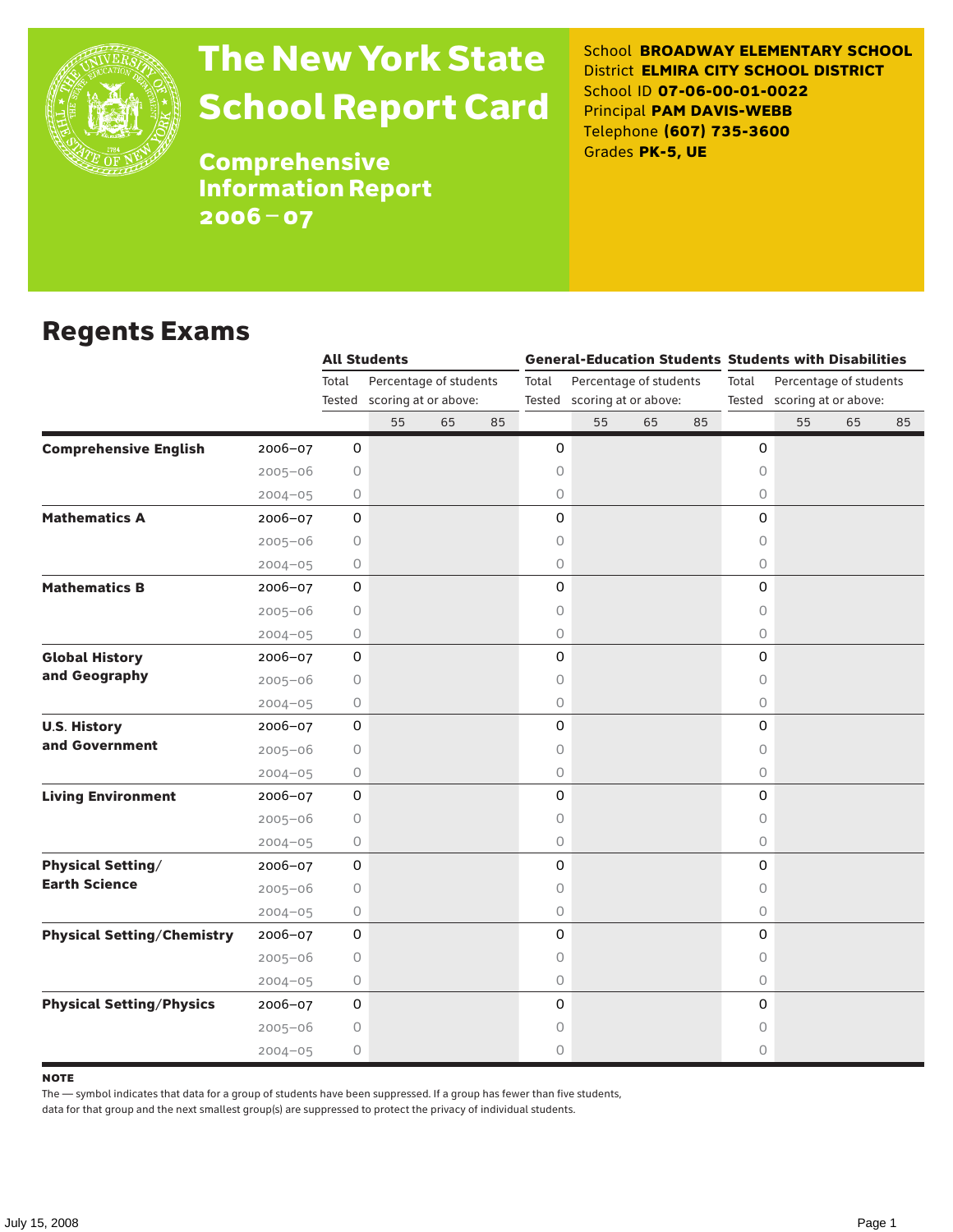# The New York State School Report Card

## Comprehensive Information Report 2006–07

School **BROADWAY ELEMENTARY SCHOOL**
District **ELMIRA CITY SCHOOL DISTRICT**
School ID **07-06-00-01-0022**
Principal **PAM DAVIS-WEBB**
Telephone **(607) 735-3600**
Grades **PK-5, UE**

## Regents Exams

| | | All Students | | | | General-Education Students | | | | Students with Disabilities | | | |
|---|---|---|---|---|---|---|---|---|---|---|---|---|---|
| | | Total Tested | Percentage of students scoring at or above: | | | Total Tested | Percentage of students scoring at or above: | | | Total Tested | Percentage of students scoring at or above: | | |
| | | | 55 | 65 | 85 | | 55 | 65 | 85 | | 55 | 65 | 85 |
| **Comprehensive English** | 2006–07 | 0 | | | | 0 | | | | 0 | | | |
| | 2005–06 | 0 | | | | 0 | | | | 0 | | | |
| | 2004–05 | 0 | | | | 0 | | | | 0 | | | |
| **Mathematics A** | 2006–07 | 0 | | | | 0 | | | | 0 | | | |
| | 2005–06 | 0 | | | | 0 | | | | 0 | | | |
| | 2004–05 | 0 | | | | 0 | | | | 0 | | | |
| **Mathematics B** | 2006–07 | 0 | | | | 0 | | | | 0 | | | |
| | 2005–06 | 0 | | | | 0 | | | | 0 | | | |
| | 2004–05 | 0 | | | | 0 | | | | 0 | | | |
| **Global History and Geography** | 2006–07 | 0 | | | | 0 | | | | 0 | | | |
| | 2005–06 | 0 | | | | 0 | | | | 0 | | | |
| | 2004–05 | 0 | | | | 0 | | | | 0 | | | |
| **U.S. History and Government** | 2006–07 | 0 | | | | 0 | | | | 0 | | | |
| | 2005–06 | 0 | | | | 0 | | | | 0 | | | |
| | 2004–05 | 0 | | | | 0 | | | | 0 | | | |
| **Living Environment** | 2006–07 | 0 | | | | 0 | | | | 0 | | | |
| | 2005–06 | 0 | | | | 0 | | | | 0 | | | |
| | 2004–05 | 0 | | | | 0 | | | | 0 | | | |
| **Physical Setting/ Earth Science** | 2006–07 | 0 | | | | 0 | | | | 0 | | | |
| | 2005–06 | 0 | | | | 0 | | | | 0 | | | |
| | 2004–05 | 0 | | | | 0 | | | | 0 | | | |
| **Physical Setting/Chemistry** | 2006–07 | 0 | | | | 0 | | | | 0 | | | |
| | 2005–06 | 0 | | | | 0 | | | | 0 | | | |
| | 2004–05 | 0 | | | | 0 | | | | 0 | | | |
| **Physical Setting/Physics** | 2006–07 | 0 | | | | 0 | | | | 0 | | | |
| | 2005–06 | 0 | | | | 0 | | | | 0 | | | |
| | 2004–05 | 0 | | | | 0 | | | | 0 | | | |

**NOTE**
The — symbol indicates that data for a group of students have been suppressed. If a group has fewer than five students, data for that group and the next smallest group(s) are suppressed to protect the privacy of individual students.

July 15, 2008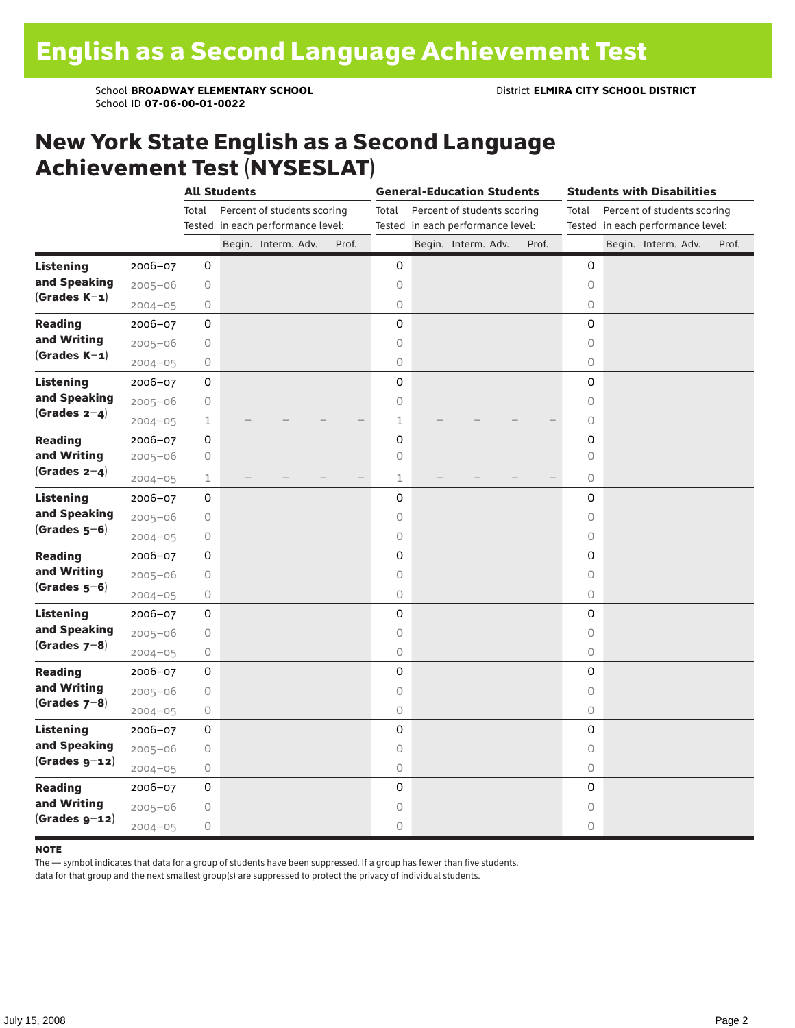# English as a Second Language Achievement Test

School **BROADWAY ELEMENTARY SCHOOL** District **ELMIRA CITY SCHOOL DISTRICT**
School ID **07-06-00-01-0022**

## New York State English as a Second Language Achievement Test (NYSESLAT)

| | | All Students | | | | | General-Education Students | | | | | Students with Disabilities | | | | |
|---|---|---|---|---|---|---|---|---|---|---|---|---|---|---|---|---|
| | | Total Tested | Percent of students scoring in each performance level: | | | | Total Tested | Percent of students scoring in each performance level: | | | | Total Tested | Percent of students scoring in each performance level: | | | |
| | | | Begin. | Interm. | Adv. | Prof. | | Begin. | Interm. | Adv. | Prof. | | Begin. | Interm. | Adv. | Prof. |
| **Listening and Speaking (Grades K–1)** | 2006–07 | 0 | | | | | 0 | | | | | 0 | | | | |
| | 2005–06 | 0 | | | | | 0 | | | | | 0 | | | | |
| | 2004–05 | 0 | | | | | 0 | | | | | 0 | | | | |
| **Reading and Writing (Grades K–1)** | 2006–07 | 0 | | | | | 0 | | | | | 0 | | | | |
| | 2005–06 | 0 | | | | | 0 | | | | | 0 | | | | |
| | 2004–05 | 0 | | | | | 0 | | | | | 0 | | | | |
| **Listening and Speaking (Grades 2–4)** | 2006–07 | 0 | | | | | 0 | | | | | 0 | | | | |
| | 2005–06 | 0 | | | | | 0 | | | | | 0 | | | | |
| | 2004–05 | 1 | – | – | – | – | 1 | – | – | – | – | 0 | | | | |
| **Reading and Writing (Grades 2–4)** | 2006–07 | 0 | | | | | 0 | | | | | 0 | | | | |
| | 2005–06 | 0 | | | | | 0 | | | | | 0 | | | | |
| | 2004–05 | 1 | – | – | – | – | 1 | – | – | – | – | 0 | | | | |
| **Listening and Speaking (Grades 5–6)** | 2006–07 | 0 | | | | | 0 | | | | | 0 | | | | |
| | 2005–06 | 0 | | | | | 0 | | | | | 0 | | | | |
| | 2004–05 | 0 | | | | | 0 | | | | | 0 | | | | |
| **Reading and Writing (Grades 5–6)** | 2006–07 | 0 | | | | | 0 | | | | | 0 | | | | |
| | 2005–06 | 0 | | | | | 0 | | | | | 0 | | | | |
| | 2004–05 | 0 | | | | | 0 | | | | | 0 | | | | |
| **Listening and Speaking (Grades 7–8)** | 2006–07 | 0 | | | | | 0 | | | | | 0 | | | | |
| | 2005–06 | 0 | | | | | 0 | | | | | 0 | | | | |
| | 2004–05 | 0 | | | | | 0 | | | | | 0 | | | | |
| **Reading and Writing (Grades 7–8)** | 2006–07 | 0 | | | | | 0 | | | | | 0 | | | | |
| | 2005–06 | 0 | | | | | 0 | | | | | 0 | | | | |
| | 2004–05 | 0 | | | | | 0 | | | | | 0 | | | | |
| **Listening and Speaking (Grades 9–12)** | 2006–07 | 0 | | | | | 0 | | | | | 0 | | | | |
| | 2005–06 | 0 | | | | | 0 | | | | | 0 | | | | |
| | 2004–05 | 0 | | | | | 0 | | | | | 0 | | | | |
| **Reading and Writing (Grades 9–12)** | 2006–07 | 0 | | | | | 0 | | | | | 0 | | | | |
| | 2005–06 | 0 | | | | | 0 | | | | | 0 | | | | |
| | 2004–05 | 0 | | | | | 0 | | | | | 0 | | | | |

**NOTE**
The — symbol indicates that data for a group of students have been suppressed. If a group has fewer than five students, data for that group and the next smallest group(s) are suppressed to protect the privacy of individual students.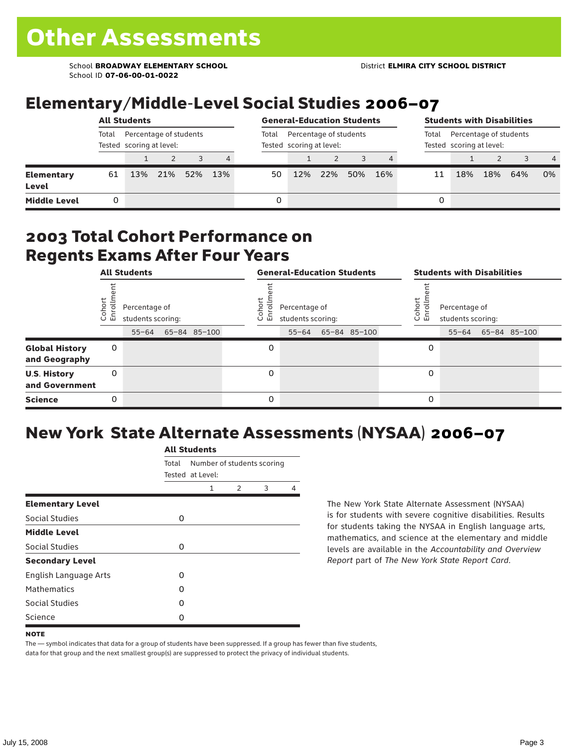# Other Assessments

School **BROADWAY ELEMENTARY SCHOOL** District **ELMIRA CITY SCHOOL DISTRICT**
School ID **07-06-00-01-0022**

## Elementary/Middle-Level Social Studies 2006–07

| | All Students | | | | | General-Education Students | | | | | Students with Disabilities | | | | |
|---|---|---|---|---|---|---|---|---|---|---|---|---|---|---|---|
| | Total Tested | Percentage of students scoring at level: | | | | Total Tested | Percentage of students scoring at level: | | | | Total Tested | Percentage of students scoring at level: | | | |
| | | 1 | 2 | 3 | 4 | | 1 | 2 | 3 | 4 | | 1 | 2 | 3 | 4 |
| **Elementary Level** | 61 | 13% | 21% | 52% | 13% | 50 | 12% | 22% | 50% | 16% | 11 | 18% | 18% | 64% | 0% |
| **Middle Level** | 0 | | | | | 0 | | | | | 0 | | | | |

## 2003 Total Cohort Performance on Regents Exams After Four Years

| | All Students | | | | General-Education Students | | | | Students with Disabilities | | | |
|---|---|---|---|---|---|---|---|---|---|---|---|---|
| | Cohort Enrollment | Percentage of students scoring: | | | Cohort Enrollment | Percentage of students scoring: | | | Cohort Enrollment | Percentage of students scoring: | | |
| | | 55–64 | 65–84 | 85–100 | | 55–64 | 65–84 | 85–100 | | 55–64 | 65–84 | 85–100 |
| **Global History and Geography** | 0 | | | | 0 | | | | 0 | | | |
| **U.S. History and Government** | 0 | | | | 0 | | | | 0 | | | |
| **Science** | 0 | | | | 0 | | | | 0 | | | |

## New York State Alternate Assessments (NYSAA) 2006–07

| | All Students | | | | |
|---|---|---|---|---|---|
| | Total Tested | Number of students scoring at Level: | | | |
| | | 1 | 2 | 3 | 4 |
| **Elementary Level** | | | | | |
| Social Studies | 0 | | | | |
| **Middle Level** | | | | | |
| Social Studies | 0 | | | | |
| **Secondary Level** | | | | | |
| English Language Arts | 0 | | | | |
| Mathematics | 0 | | | | |
| Social Studies | 0 | | | | |
| Science | 0 | | | | |

The New York State Alternate Assessment (NYSAA) is for students with severe cognitive disabilities. Results for students taking the NYSAA in English language arts, mathematics, and science at the elementary and middle levels are available in the *Accountability and Overview Report* part of *The New York State Report Card*.

**NOTE**

The — symbol indicates that data for a group of students have been suppressed. If a group has fewer than five students, data for that group and the next smallest group(s) are suppressed to protect the privacy of individual students.

July 15, 2008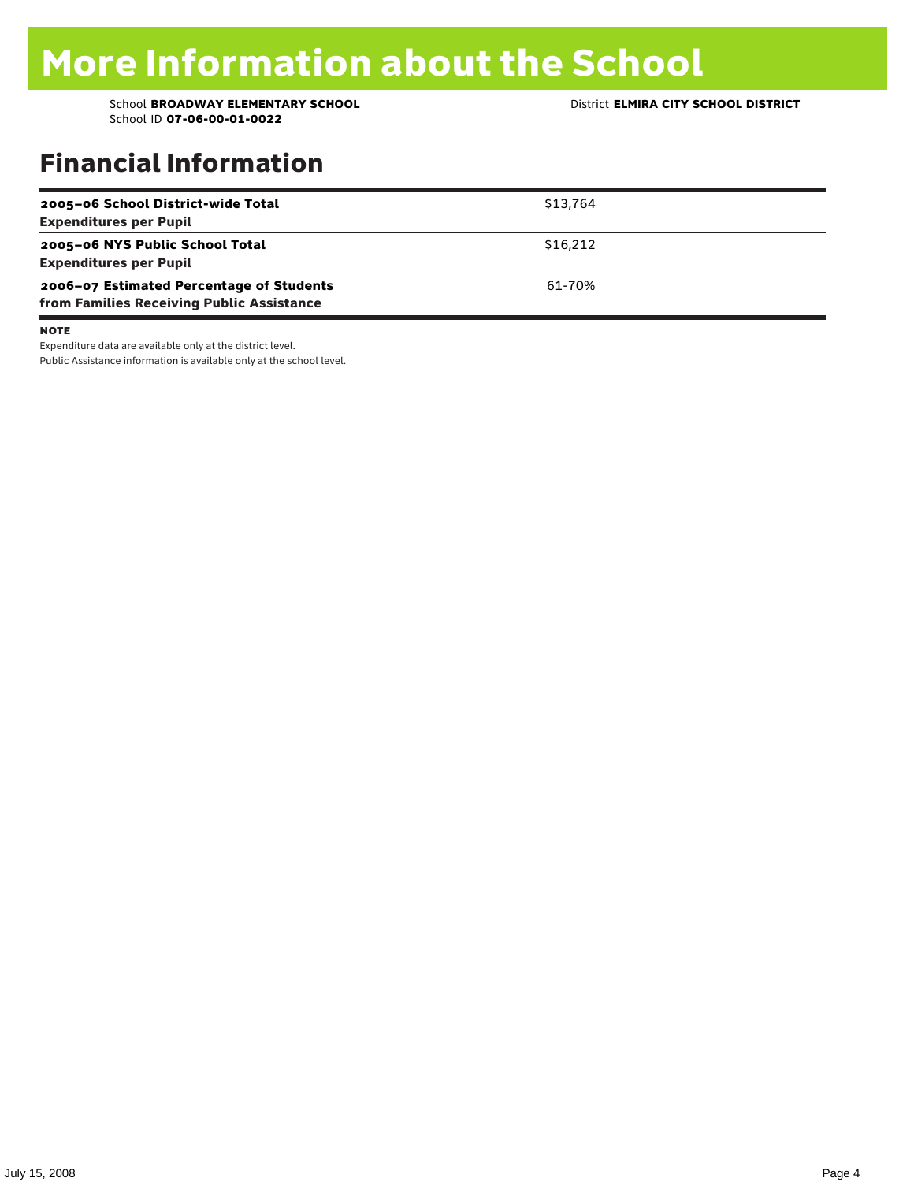# More Information about the School

School **BROADWAY ELEMENTARY SCHOOL** District **ELMIRA CITY SCHOOL DISTRICT**
School ID **07-06-00-01-0022**

## Financial Information

| | |
|---|---|
| **2005–06 School District-wide Total Expenditures per Pupil** | $13,764 |
| **2005–06 NYS Public School Total Expenditures per Pupil** | $16,212 |
| **2006–07 Estimated Percentage of Students from Families Receiving Public Assistance** | 61-70% |

**NOTE**

Expenditure data are available only at the district level.

Public Assistance information is available only at the school level.

July 15, 2008